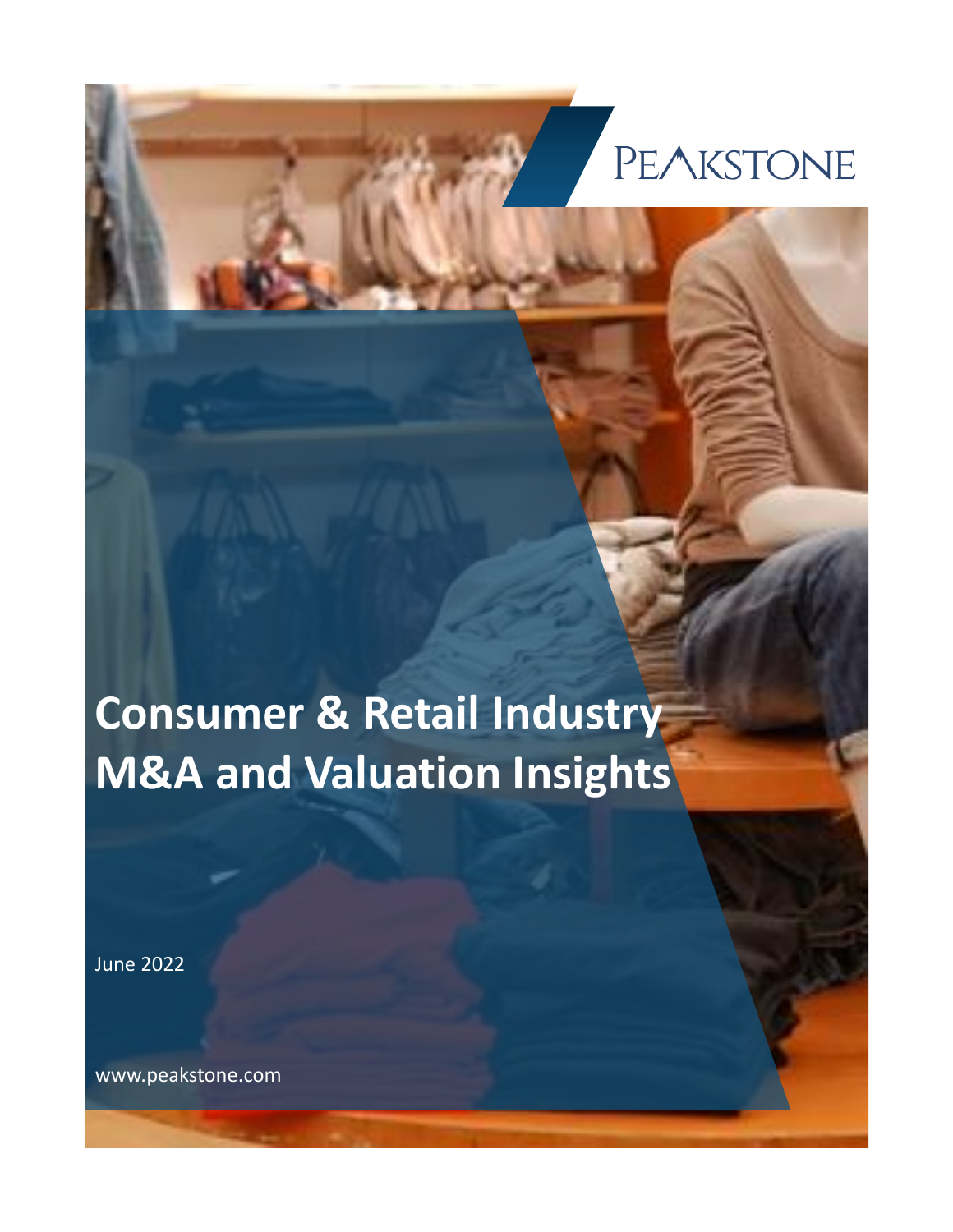PEAKSTONE

# Consumer & Retail Industry M&A and Valuation Insights

June 2022

www.peakstone.com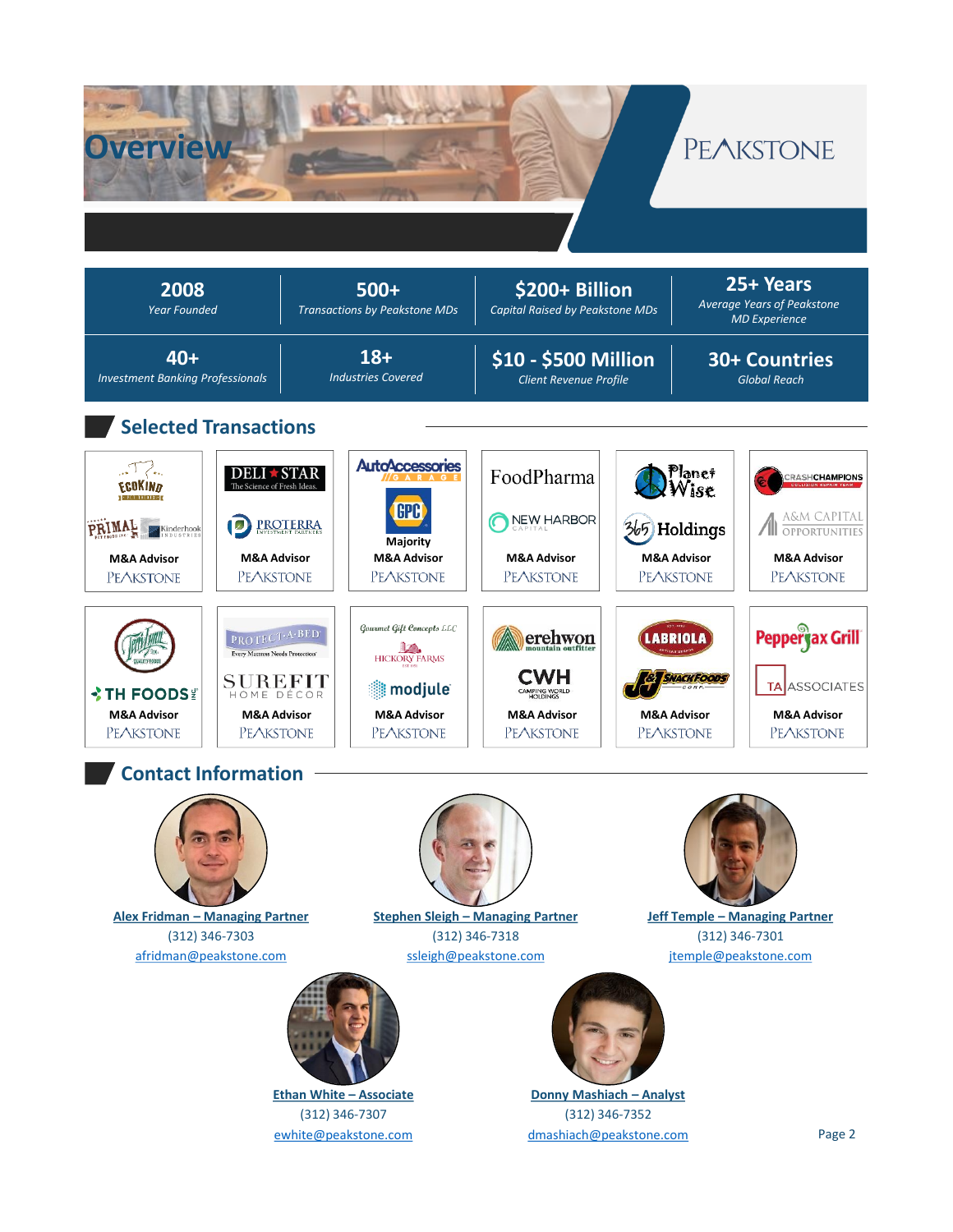# Overview

PEAKSTONE

| 2008<br>*Year Founded* | 500+<br>*Transactions by Peakstone MDs* | $200+ Billion<br>*Capital Raised by Peakstone MDs* | 25+ Years<br>*Average Years of Peakstone MD Experience* |
|---|---|---|---|
| 40+<br>*Investment Banking Professionals* | 18+<br>*Industries Covered* | $10 - $500 Million<br>*Client Revenue Profile* | 30+ Countries<br>*Global Reach* |

## Selected Transactions

| | | | | | |
|---|---|---|---|---|---|
| EcoKing / Primal / Kinderhook Industries<br>**M&A Advisor**<br>PEAKSTONE | Deli Star (The Science of Fresh Ideas.) / Proterra Investment Partners<br>**M&A Advisor**<br>PEAKSTONE | AutoAccessories Garage / GPC<br>**Majority**<br>**M&A Advisor**<br>PEAKSTONE | FoodPharma / New Harbor Capital<br>**M&A Advisor**<br>PEAKSTONE | Planet Wise / 365 Holdings<br>**M&A Advisor**<br>PEAKSTONE | Crash Champions / A&M Capital Opportunities<br>**M&A Advisor**<br>PEAKSTONE |
| Terry Lynn / TH Foods<br>**M&A Advisor**<br>PEAKSTONE | Protect-A-Bed (Every Mattress Needs Protection) / Surefit Home Décor<br>**M&A Advisor**<br>PEAKSTONE | Gourmet Gift Concepts LLC / Hickory Farms / modjule<br>**M&A Advisor**<br>PEAKSTONE | erehwon mountain outfitter / CWH Camping World Holdings<br>**M&A Advisor**<br>PEAKSTONE | Labriola / J&J Snack Foods Corp.<br>**M&A Advisor**<br>PEAKSTONE | Pepper Jax Grill / TA Associates<br>**M&A Advisor**<br>PEAKSTONE |

## Contact Information

**Alex Fridman – Managing Partner**
(312) 346-7303
afridman@peakstone.com

**Stephen Sleigh – Managing Partner**
(312) 346-7318
ssleigh@peakstone.com

**Jeff Temple – Managing Partner**
(312) 346-7301
jtemple@peakstone.com

**Ethan White – Associate**
(312) 346-7307
ewhite@peakstone.com

**Donny Mashiach – Analyst**
(312) 346-7352
dmashiach@peakstone.com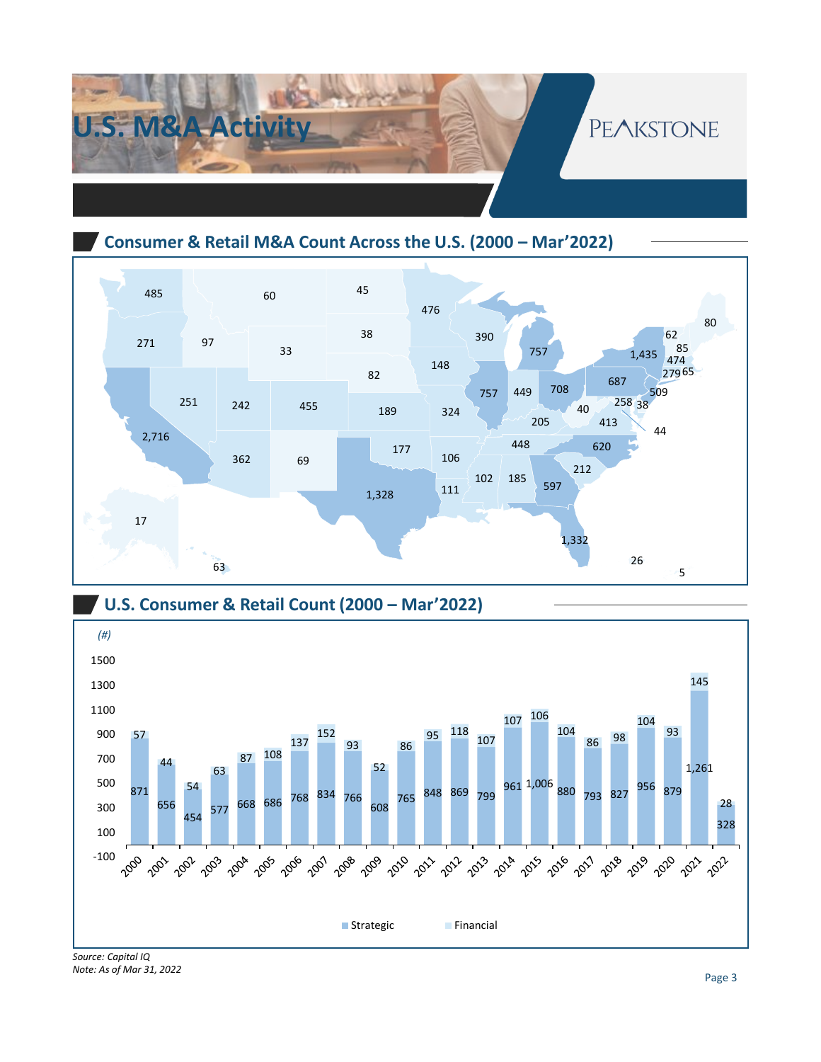# U.S. M&A Activity

## Consumer & Retail M&A Count Across the U.S. (2000 – Mar'2022)

| State | Count |
|---|---|
| Washington | 485 |
| Oregon | 271 |
| California | 2,716 |
| Nevada | 251 |
| Idaho | 97 |
| Montana | 60 |
| Wyoming | 33 |
| Utah | 242 |
| Arizona | 362 |
| Colorado | 455 |
| New Mexico | 69 |
| North Dakota | 45 |
| South Dakota | 38 |
| Nebraska | 82 |
| Kansas | 189 |
| Oklahoma | 177 |
| Texas | 1,328 |
| Minnesota | 476 |
| Iowa | 148 |
| Missouri | 324 |
| Arkansas | 106 |
| Louisiana | 111 |
| Wisconsin | 390 |
| Illinois | 757 |
| Michigan | 757 |
| Indiana | 449 |
| Ohio | 708 |
| Kentucky | 205 |
| Tennessee | 448 |
| Mississippi | 102 |
| Alabama | 185 |
| Georgia | 597 |
| Florida | 1,332 |
| South Carolina | 212 |
| North Carolina | 620 |
| Virginia | 413 |
| West Virginia | 40 |
| Pennsylvania | 687 |
| New York | 1,435 |
| New Jersey | 509 |
| Maryland | 258 |
| Delaware | 38 |
| District of Columbia | 44 |
| Connecticut | 279 |
| Rhode Island | 65 |
| Massachusetts | 474 |
| Vermont | 62 |
| New Hampshire | 85 |
| Maine | 80 |
| Alaska | 17 |
| Hawaii | 63 |
| 26 | |
| 5 | |

## U.S. Consumer & Retail Count (2000 – Mar'2022)

(#)

| Year | Strategic | Financial |
|---|---|---|
| 2000 | 871 | 57 |
| 2001 | 656 | 44 |
| 2002 | 454 | 54 |
| 2003 | 577 | 63 |
| 2004 | 668 | 87 |
| 2005 | 686 | 108 |
| 2006 | 768 | 137 |
| 2007 | 834 | 152 |
| 2008 | 766 | 93 |
| 2009 | 608 | 52 |
| 2010 | 765 | 86 |
| 2011 | 848 | 95 |
| 2012 | 869 | 118 |
| 2013 | 799 | 107 |
| 2014 | 961 | 107 |
| 2015 | 1,006 | 106 |
| 2016 | 880 | 104 |
| 2017 | 793 | 86 |
| 2018 | 827 | 98 |
| 2019 | 956 | 104 |
| 2020 | 879 | 93 |
| 2021 | 1,261 | 145 |
| 2022 | 328 | 28 |

*Source: Capital IQ*
*Note: As of Mar 31, 2022*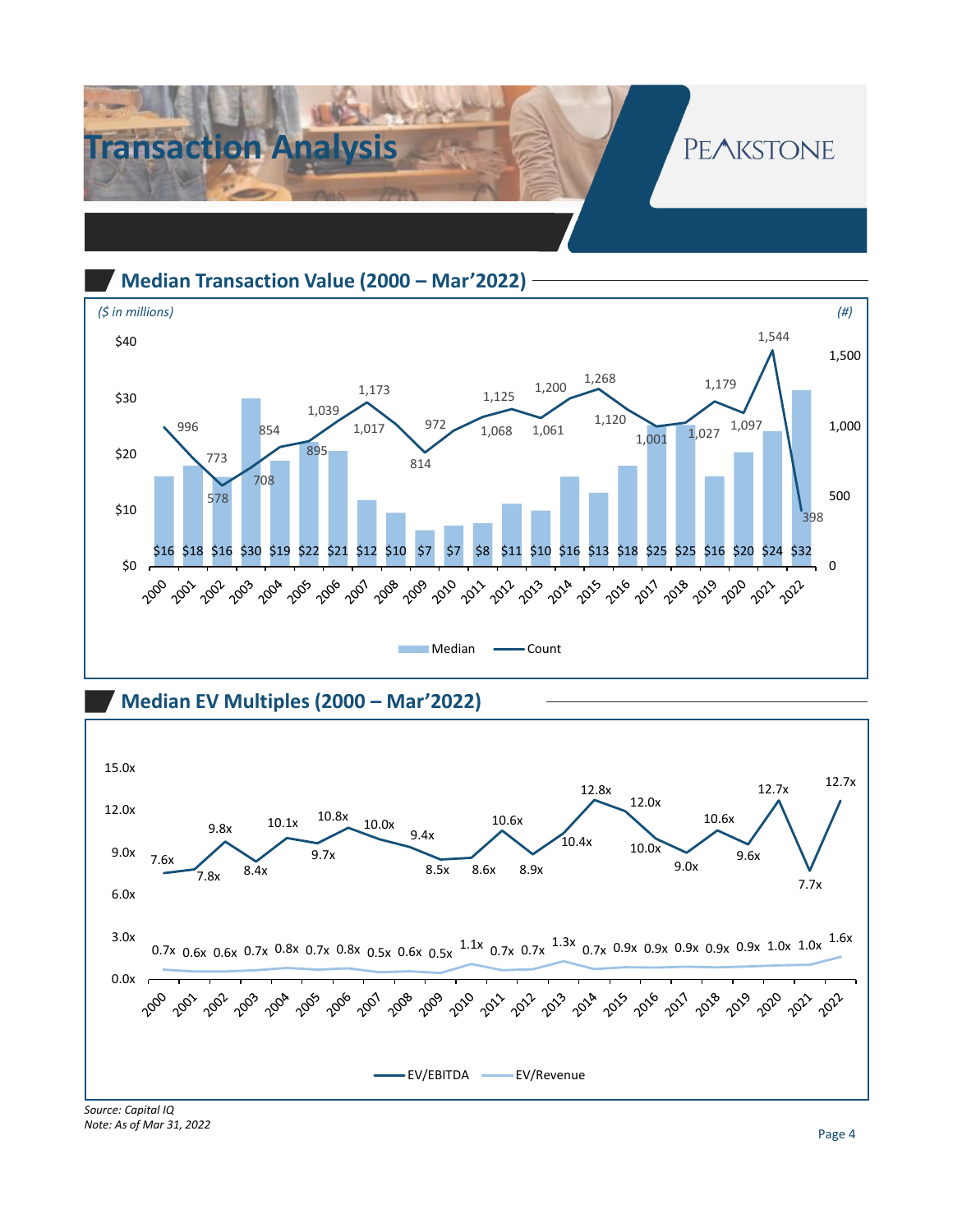# Transaction Analysis

## Median Transaction Value (2000 – Mar'2022)

*($ in millions)* *(#)*

| Year | Median ($M) | Count (#) |
|---|---|---|
| 2000 | $16 | 996 |
| 2001 | $18 | 773 |
| 2002 | $16 | 578 |
| 2003 | $30 | 708 |
| 2004 | $19 | 854 |
| 2005 | $22 | 895 |
| 2006 | $21 | 1,039 |
| 2007 | $12 | 1,173 |
| 2008 | $10 | 1,017 |
| 2009 | $7 | 814 |
| 2010 | $7 | 972 |
| 2011 | $8 | 1,068 |
| 2012 | $11 | 1,125 |
| 2013 | $10 | 1,061 |
| 2014 | $16 | 1,200 |
| 2015 | $13 | 1,268 |
| 2016 | $18 | 1,120 |
| 2017 | $25 | 1,001 |
| 2018 | $25 | 1,027 |
| 2019 | $16 | 1,179 |
| 2020 | $20 | 1,097 |
| 2021 | $24 | 1,544 |
| 2022 | $32 | 398 |

## Median EV Multiples (2000 – Mar'2022)

| Year | EV/EBITDA | EV/Revenue |
|---|---|---|
| 2000 | 7.6x | 0.7x |
| 2001 | 7.8x | 0.6x |
| 2002 | 9.8x | 0.6x |
| 2003 | 8.4x | 0.7x |
| 2004 | 10.1x | 0.8x |
| 2005 | 9.7x | 0.7x |
| 2006 | 10.8x | 0.8x |
| 2007 | 10.0x | 0.5x |
| 2008 | 9.4x | 0.6x |
| 2009 | 8.5x | 0.5x |
| 2010 | 8.6x | 1.1x |
| 2011 | 10.6x | 0.7x |
| 2012 | 8.9x | 0.7x |
| 2013 | 10.4x | 1.3x |
| 2014 | 12.8x | 0.7x |
| 2015 | 12.0x | 0.9x |
| 2016 | 10.0x | 0.9x |
| 2017 | 9.0x | 0.9x |
| 2018 | 10.6x | 0.9x |
| 2019 | 9.6x | 0.9x |
| 2020 | 12.7x | 1.0x |
| 2021 | 7.7x | 1.0x |
| 2022 | 12.7x | 1.6x |

*Source: Capital IQ*
*Note: As of Mar 31, 2022*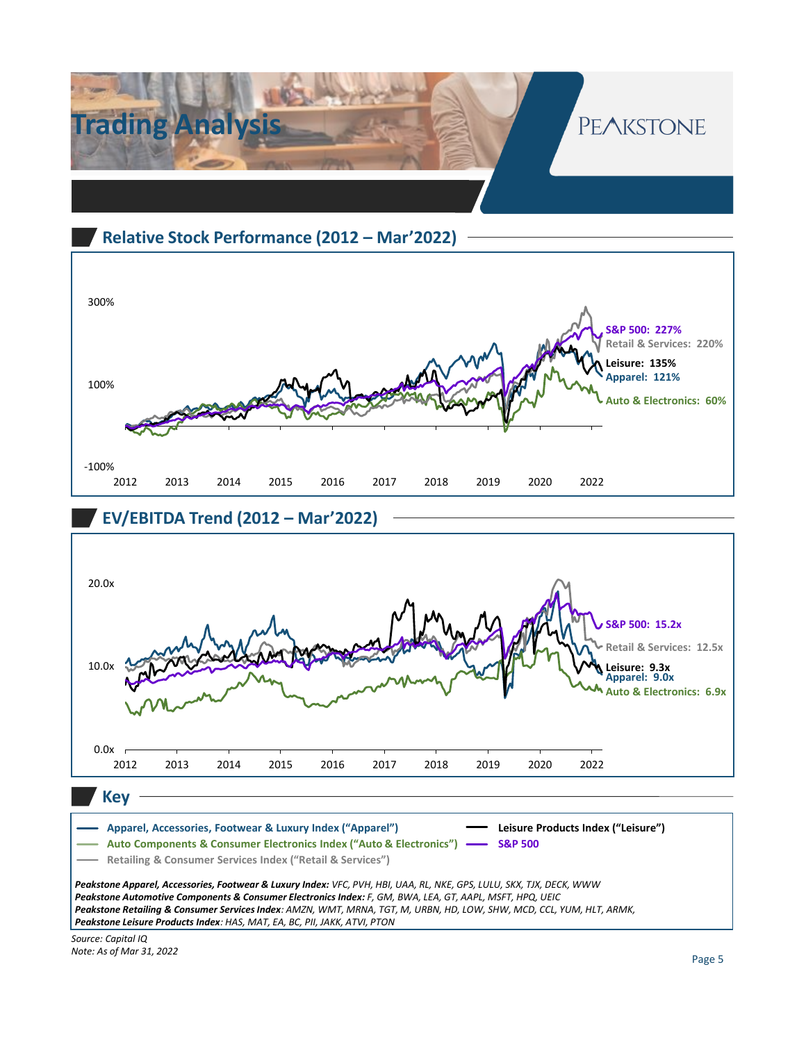# Trading Analysis

## Relative Stock Performance (2012 – Mar'2022)

300%

100%

-100%

2012 2013 2014 2015 2016 2017 2018 2019 2020 2022

S&P 500: 227%
Retail & Services: 220%
Leisure: 135%
Apparel: 121%
Auto & Electronics: 60%

## EV/EBITDA Trend (2012 – Mar'2022)

20.0x

10.0x

0.0x

2012 2013 2014 2015 2016 2017 2018 2019 2020 2022

S&P 500: 15.2x
Retail & Services: 12.5x
Leisure: 9.3x
Apparel: 9.0x
Auto & Electronics: 6.9x

## Key

- Apparel, Accessories, Footwear & Luxury Index ("Apparel")
- Auto Components & Consumer Electronics Index ("Auto & Electronics")
- Retailing & Consumer Services Index ("Retail & Services")
- Leisure Products Index ("Leisure")
- S&P 500

***Peakstone Apparel, Accessories, Footwear & Luxury Index:*** *VFC, PVH, HBI, UAA, RL, NKE, GPS, LULU, SKX, TJX, DECK, WWW*
***Peakstone Automotive Components & Consumer Electronics Index:*** *F, GM, BWA, LEA, GT, AAPL, MSFT, HPQ, UEIC*
***Peakstone Retailing & Consumer Services Index****: AMZN, WMT, MRNA, TGT, M, URBN, HD, LOW, SHW, MCD, CCL, YUM, HLT, ARMK,*
***Peakstone Leisure Products Index****: HAS, MAT, EA, BC, PII, JAKK, ATVI, PTON*

*Source: Capital IQ*
*Note: As of Mar 31, 2022*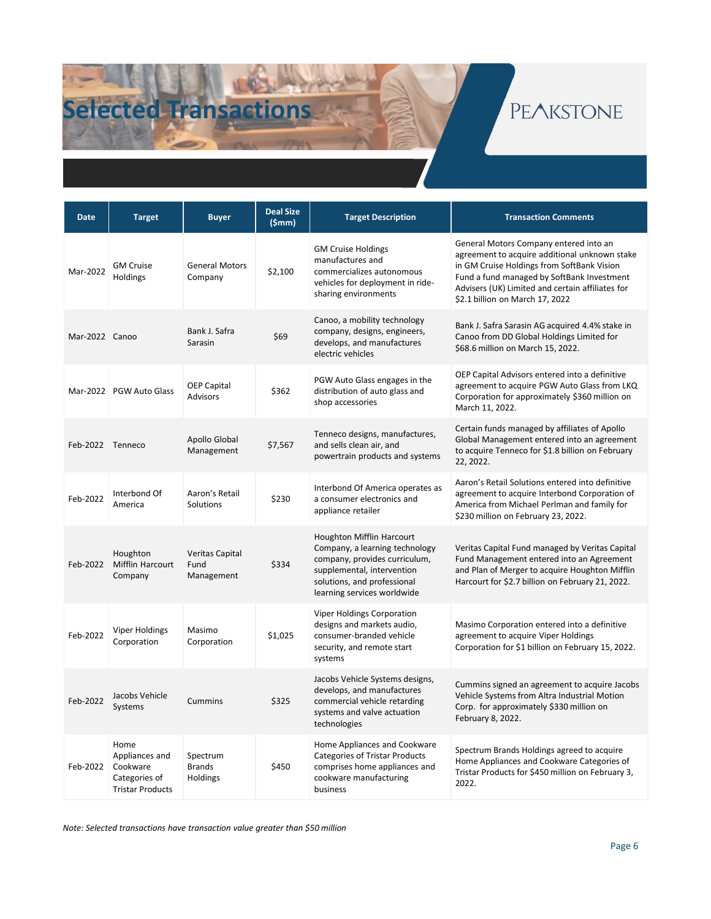# Selected Transactions

PEAKSTONE

| Date | Target | Buyer | Deal Size ($mm) | Target Description | Transaction Comments |
| --- | --- | --- | --- | --- | --- |
| Mar-2022 | GM Cruise Holdings | General Motors Company | $2,100 | GM Cruise Holdings manufactures and commercializes autonomous vehicles for deployment in ride-sharing environments | General Motors Company entered into an agreement to acquire additional unknown stake in GM Cruise Holdings from SoftBank Vision Fund a fund managed by SoftBank Investment Advisers (UK) Limited and certain affiliates for $2.1 billion on March 17, 2022 |
| Mar-2022 | Canoo | Bank J. Safra Sarasin | $69 | Canoo, a mobility technology company, designs, engineers, develops, and manufactures electric vehicles | Bank J. Safra Sarasin AG acquired 4.4% stake in Canoo from DD Global Holdings Limited for $68.6 million on March 15, 2022. |
| Mar-2022 | PGW Auto Glass | OEP Capital Advisors | $362 | PGW Auto Glass engages in the distribution of auto glass and shop accessories | OEP Capital Advisors entered into a definitive agreement to acquire PGW Auto Glass from LKQ Corporation for approximately $360 million on March 11, 2022. |
| Feb-2022 | Tenneco | Apollo Global Management | $7,567 | Tenneco designs, manufactures, and sells clean air, and powertrain products and systems | Certain funds managed by affiliates of Apollo Global Management entered into an agreement to acquire Tenneco for $1.8 billion on February 22, 2022. |
| Feb-2022 | Interbond Of America | Aaron's Retail Solutions | $230 | Interbond Of America operates as a consumer electronics and appliance retailer | Aaron's Retail Solutions entered into definitive agreement to acquire Interbond Corporation of America from Michael Perlman and family for $230 million on February 23, 2022. |
| Feb-2022 | Houghton Mifflin Harcourt Company | Veritas Capital Fund Management | $334 | Houghton Mifflin Harcourt Company, a learning technology company, provides curriculum, supplemental, intervention solutions, and professional learning services worldwide | Veritas Capital Fund managed by Veritas Capital Fund Management entered into an Agreement and Plan of Merger to acquire Houghton Mifflin Harcourt for $2.7 billion on February 21, 2022. |
| Feb-2022 | Viper Holdings Corporation | Masimo Corporation | $1,025 | Viper Holdings Corporation designs and markets audio, consumer-branded vehicle security, and remote start systems | Masimo Corporation entered into a definitive agreement to acquire Viper Holdings Corporation for $1 billion on February 15, 2022. |
| Feb-2022 | Jacobs Vehicle Systems | Cummins | $325 | Jacobs Vehicle Systems designs, develops, and manufactures commercial vehicle retarding systems and valve actuation technologies | Cummins signed an agreement to acquire Jacobs Vehicle Systems from Altra Industrial Motion Corp. for approximately $330 million on February 8, 2022. |
| Feb-2022 | Home Appliances and Cookware Categories of Tristar Products | Spectrum Brands Holdings | $450 | Home Appliances and Cookware Categories of Tristar Products comprises home appliances and cookware manufacturing business | Spectrum Brands Holdings agreed to acquire Home Appliances and Cookware Categories of Tristar Products for $450 million on February 3, 2022. |

*Note: Selected transactions have transaction value greater than $50 million*